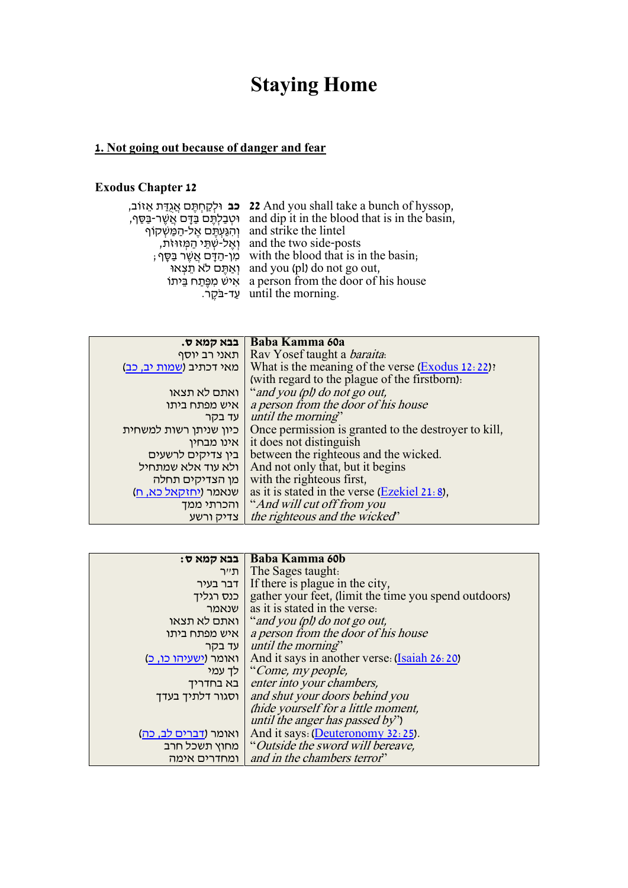# Staying Home

## 1. Not going out because of danger and fear

### Exodus Chapter 12

| | |
|---|---|
| **כב** וּלְקַחְתֶּם אֲגֻדַּת אֵזוֹב, | **22** And you shall take a bunch of hyssop, |
| וּטְבַלְתֶּם בַּדָּם אֲשֶׁר-בַּסַּף, | and dip it in the blood that is in the basin, |
| וְהִגַּעְתֶּם אֶל-הַמַּשְׁקוֹף | and strike the lintel |
| וְאֶל-שְׁתֵּי הַמְּזוּזֹת, | and the two side-posts |
| מִן-הַדָּם אֲשֶׁר בַּסָּף; | with the blood that is in the basin; |
| וְאַתֶּם לֹא תֵצְאוּ | and you (pl) do not go out, |
| אִישׁ מִפֶּתַח בֵּיתוֹ | a person from the door of his house |
| עַד-בֹּקֶר. | until the morning. |

| בבא קמא ס. | Baba Kamma 60a |
|---|---|
| תאני רב יוסף | Rav Yosef taught a *baraita*: |
| מאי דכתיב (שמות יב, כב) | What is the meaning of the verse (Exodus 12:22)? (with regard to the plague of the firstborn): |
| ואתם לא תצאו | "*and you (pl) do not go out,* |
| איש מפתח ביתו | *a person from the door of his house* |
| עד בקר | *until the morning*" |
| כיון שניתן רשות למשחית | Once permission is granted to the destroyer to kill, |
| אינו מבחין | it does not distinguish |
| בין צדיקים לרשעים | between the righteous and the wicked. |
| ולא עוד אלא שמתחיל | And not only that, but it begins |
| מן הצדיקים תחלה | with the righteous first, |
| שנאמר (יחזקאל כא, ח) | as it is stated in the verse (Ezekiel 21:8), |
| והכרתי ממך | "*And will cut off from you* |
| צדיק ורשע | *the righteous and the wicked*" |

| בבא קמא ס: | Baba Kamma 60b |
|---|---|
| ת"ר | The Sages taught: |
| דבר בעיר | If there is plague in the city, |
| כנס רגליך | gather your feet, (limit the time you spend outdoors) |
| שנאמר | as it is stated in the verse: |
| ואתם לא תצאו | "*and you (pl) do not go out,* |
| איש מפתח ביתו | *a person from the door of his house* |
| עד בקר | *until the morning*" |
| ואומר (ישעיהו כו, כ) | And it says in another verse: (Isaiah 26:20) |
| לך עמי | "*Come, my people,* |
| בא בחדריך | *enter into your chambers,* |
| וסגור דלתיך בעדך | *and shut your doors behind you (hide yourself for a little moment, until the anger has passed by*") |
| ואומר (דברים לב, כה) | And it says: (Deuteronomy 32:25). |
| מחוץ תשכל חרב | "*Outside the sword will bereave,* |
| ומחדרים אימה | *and in the chambers terror*" |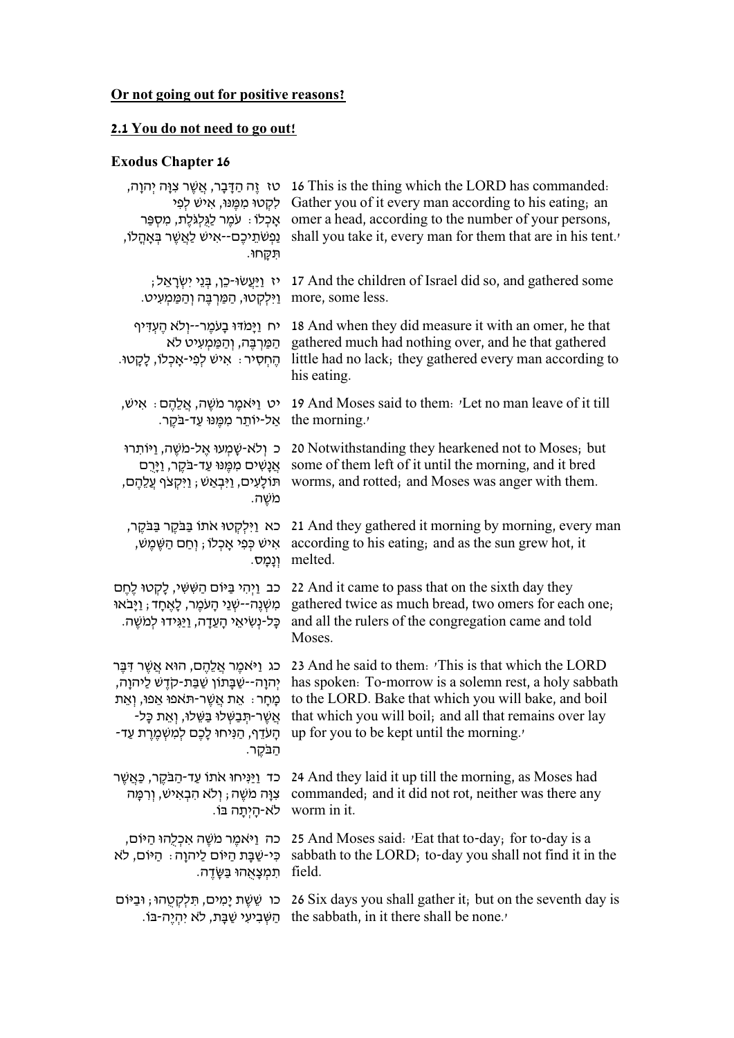**Or not going out for positive reasons?**

**2.1 You do not need to go out!**

**Exodus Chapter 16**

| Hebrew | English |
|---|---|
| טז זֶה הַדָּבָר, אֲשֶׁר צִוָּה יְהוָה, לִקְטוּ מִמֶּנּוּ, אִישׁ לְפִי אָכְלוֹ: עֹמֶר לַגֻּלְגֹּלֶת, מִסְפַּר נַפְשֹׁתֵיכֶם--אִישׁ לַאֲשֶׁר בְּאָהֳלוֹ, תִּקָּחוּ. | 16 This is the thing which the LORD has commanded: Gather you of it every man according to his eating; an omer a head, according to the number of your persons, shall you take it, every man for them that are in his tent.' |
| יז וַיַּעֲשׂוּ-כֵן, בְּנֵי יִשְׂרָאֵל; וַיִּלְקְטוּ, הַמַּרְבֶּה וְהַמַּמְעִיט. | 17 And the children of Israel did so, and gathered some more, some less. |
| יח וַיָּמֹדּוּ בָעֹמֶר--וְלֹא הֶעְדִּיף הַמַּרְבֶּה, וְהַמַּמְעִיט לֹא הֶחְסִיר: אִישׁ לְפִי-אָכְלוֹ, לָקָטוּ. | 18 And when they did measure it with an omer, he that gathered much had nothing over, and he that gathered little had no lack; they gathered every man according to his eating. |
| יט וַיֹּאמֶר מֹשֶׁה, אֲלֵהֶם: אִישׁ, אַל-יוֹתֵר מִמֶּנּוּ עַד-בֹּקֶר. | 19 And Moses said to them: 'Let no man leave of it till the morning.' |
| כ וְלֹא-שָׁמְעוּ אֶל-מֹשֶׁה, וַיּוֹתִרוּ אֲנָשִׁים מִמֶּנּוּ עַד-בֹּקֶר, וַיָּרֻם תּוֹלָעִים, וַיִּבְאַשׁ; וַיִּקְצֹף עֲלֵהֶם, מֹשֶׁה. | 20 Notwithstanding they hearkened not to Moses; but some of them left of it until the morning, and it bred worms, and rotted; and Moses was anger with them. |
| כא וַיִּלְקְטוּ אֹתוֹ בַּבֹּקֶר בַּבֹּקֶר, אִישׁ כְּפִי אָכְלוֹ; וְחַם הַשֶּׁמֶשׁ, וְנָמָס. | 21 And they gathered it morning by morning, every man according to his eating; and as the sun grew hot, it melted. |
| כב וַיְהִי בַּיּוֹם הַשִּׁשִּׁי, לָקְטוּ לֶחֶם מִשְׁנֶה--שְׁנֵי הָעֹמֶר, לָאֶחָד; וַיָּבֹאוּ כָּל-נְשִׂיאֵי הָעֵדָה, וַיַּגִּידוּ לְמֹשֶׁה. | 22 And it came to pass that on the sixth day they gathered twice as much bread, two omers for each one; and all the rulers of the congregation came and told Moses. |
| כג וַיֹּאמֶר אֲלֵהֶם, הוּא אֲשֶׁר דִּבֶּר יְהוָה--שַׁבָּתוֹן שַׁבַּת-קֹדֶשׁ לַיהוָה, מָחָר: אֵת אֲשֶׁר-תֹּאפוּ אֵפוּ, וְאֵת אֲשֶׁר-תְּבַשְּׁלוּ בַּשֵּׁלוּ, וְאֵת כָּל-הָעֹדֵף, הַנִּיחוּ לָכֶם לְמִשְׁמֶרֶת עַד-הַבֹּקֶר. | 23 And he said to them: 'This is that which the LORD has spoken: To-morrow is a solemn rest, a holy sabbath to the LORD. Bake that which you will bake, and boil that which you will boil; and all that remains over lay up for you to be kept until the morning.' |
| כד וַיַּנִּיחוּ אֹתוֹ עַד-הַבֹּקֶר, כַּאֲשֶׁר צִוָּה מֹשֶׁה; וְלֹא הִבְאִישׁ, וְרִמָּה לֹא-הָיְתָה בּוֹ. | 24 And they laid it up till the morning, as Moses had commanded; and it did not rot, neither was there any worm in it. |
| כה וַיֹּאמֶר מֹשֶׁה אִכְלֻהוּ הַיּוֹם, כִּי-שַׁבָּת הַיּוֹם לַיהוָה: הַיּוֹם, לֹא תִמְצָאֻהוּ בַּשָּׂדֶה. | 25 And Moses said: 'Eat that to-day; for to-day is a sabbath to the LORD; to-day you shall not find it in the field. |
| כו שֵׁשֶׁת יָמִים, תִּלְקְטֻהוּ; וּבַיּוֹם הַשְּׁבִיעִי שַׁבָּת, לֹא יִהְיֶה-בּוֹ. | 26 Six days you shall gather it; but on the seventh day is the sabbath, in it there shall be none.' |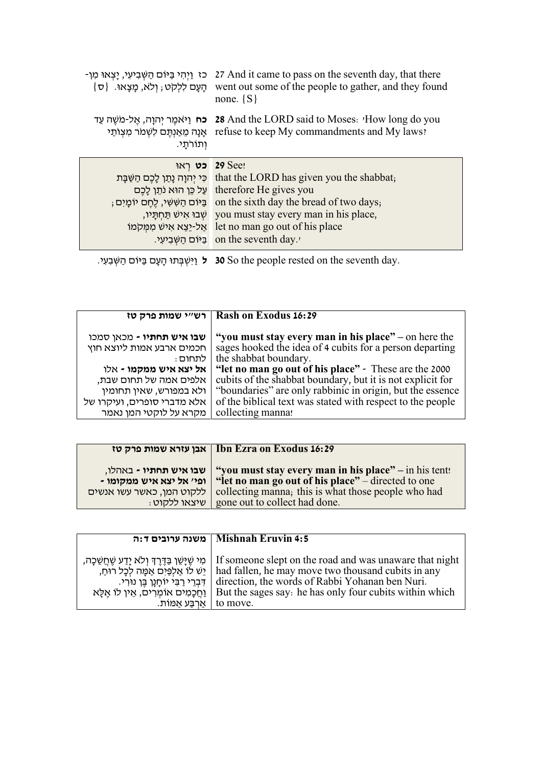| | |
|---|---|
| כז וַיְהִי בַּיּוֹם הַשְּׁבִיעִי, יָצְאוּ מִן-הָעָם לִלְקֹט; וְלֹא, מָצָאוּ. {ס} | 27 And it came to pass on the seventh day, that there went out some of the people to gather, and they found none. {S} |
| **כח** וַיֹּאמֶר יְהוָה, אֶל-מֹשֶׁה עַד אָנָה מֵאַנְתֶּם לִשְׁמֹר מִצְוֹתַי וְתוֹרֹתָי. | **28** And the LORD said to Moses: 'How long do you refuse to keep My commandments and My laws? |
| **כט** רְאוּ<br>כִּי יְהוָה נָתַן לָכֶם הַשַּׁבָּת<br>עַל כֵּן הוּא נֹתֵן לָכֶם<br>בַּיּוֹם הַשִּׁשִּׁי, לֶחֶם יוֹמָיִם;<br>שְׁבוּ אִישׁ תַּחְתָּיו,<br>אַל-יֵצֵא אִישׁ מִמְּקֹמוֹ<br>בַּיּוֹם הַשְּׁבִיעִי. | ***29*** See!<br>that the LORD has given you the shabbat;<br>therefore He gives you<br>on the sixth day the bread of two days;<br>you must stay every man in his place,<br>let no man go out of his place<br>on the seventh day.' |
| **ל** וַיִּשְׁבְּתוּ הָעָם בַּיּוֹם הַשְּׁבִעִי. | **30** So the people rested on the seventh day. |

| **רש"י שמות פרק טז** | **Rash on Exodus 16:29** |
|---|---|
| **שבו איש תחתיו** - מכאן סמכו חכמים ארבע אמות ליוצא חוץ לתחום:<br>**אל יצא איש ממקמו** - אלו אלפים אמה של תחום שבת, ולא במפורש, שאין תחומין אלא מדברי סופרים, ועיקרו של מקרא על לוקטי המן נאמר | **"you must stay every man in his place"** – on here the sages hooked the idea of 4 cubits for a person departing the shabbat boundary.<br>**"let no man go out of his place"** - These are the 2000 cubits of the shabbat boundary, but it is not explicit for "boundaries" are only rabbinic in origin, but the essence of the biblical text was stated with respect to the people collecting manna! |

| **אבן עזרא שמות פרק טז** | **Ibn Ezra on Exodus 16:29** |
|---|---|
| **שבו איש תחתיו** - באהלו,<br>**ופי' אל יצא איש ממקומו** - ללקוט המן, כאשר עשו אנשים שיצאו ללקוט: | **"you must stay every man in his place"** – in his tent!<br>**"let no man go out of his place"** – directed to one collecting manna; this is what those people who had gone out to collect had done. |

| **משנה ערובים ד:ה** | **Mishnah Eruvin 4:5** |
|---|---|
| מִי שֶׁיָּשַׁן בַּדֶּרֶךְ וְלֹא יָדַע שֶׁחֲשֵׁכָה, יֵשׁ לוֹ אַלְפַּיִם אַמָּה לְכָל רוּחַ, דִּבְרֵי רַבִּי יוֹחָנָן בֶּן נוּרִי. וַחֲכָמִים אוֹמְרִים, אֵין לוֹ אֶלָּא אַרְבַּע אַמּוֹת. | If someone slept on the road and was unaware that night had fallen, he may move two thousand cubits in any direction, the words of Rabbi Yohanan ben Nuri. But the sages say: he has only four cubits within which to move. |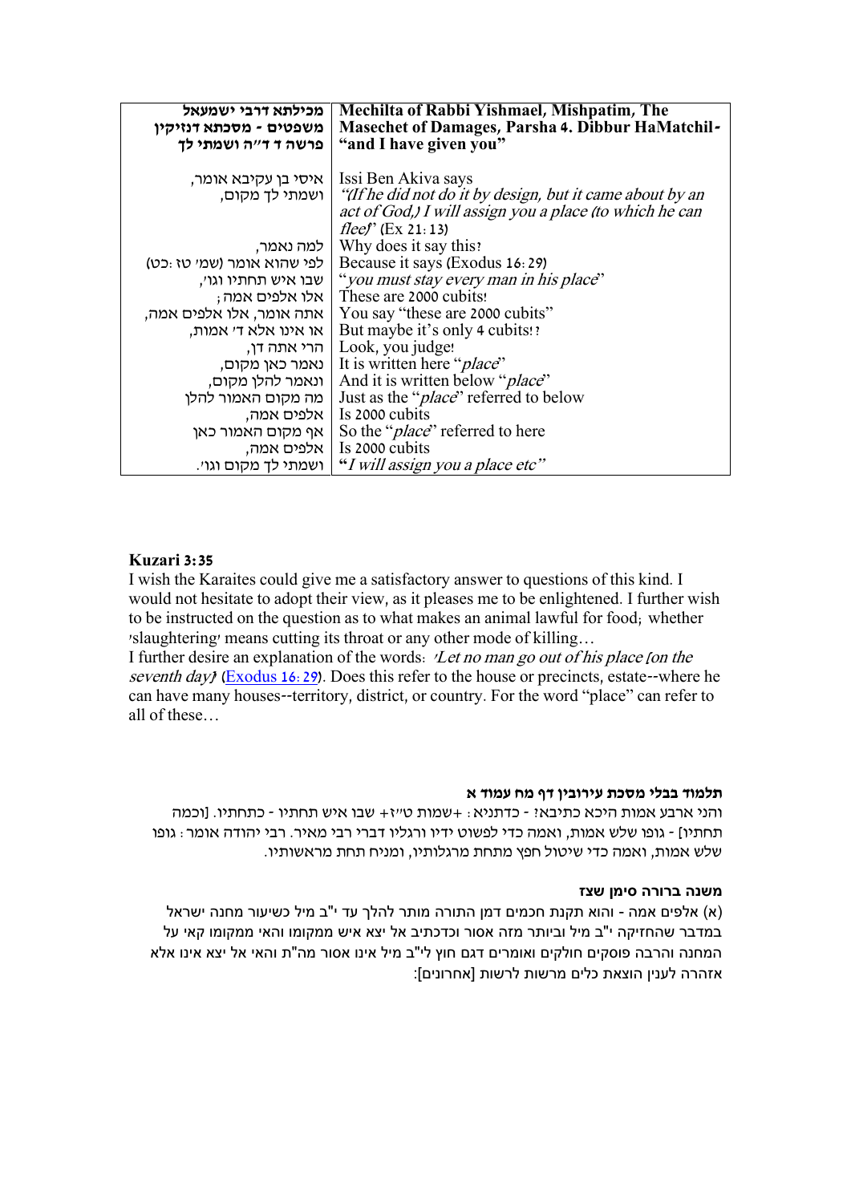| מכילתא דרבי ישמעאל משפטים - מסכתא דנזיקין פרשה ד ד"ה ושמתי לך | Mechilta of Rabbi Yishmael, Mishpatim, The Masechet of Damages, Parsha 4. Dibbur HaMatchil- "and I have given you" |
|---|---|
| איסי בן עקיבא אומר, ושמתי לך מקום, | Issi Ben Akiva says *"(If he did not do it by design, but it came about by an act of God,) I will assign you a place (to which he can flee)"* (Ex 21:13) |
| למה נאמר, | Why does it say this? |
| לפי שהוא אומר (שמ' טז :כט) | Because it says (Exodus 16:29) |
| שבו איש תחתיו וגו', | "*you must stay every man in his place*" |
| אלו אלפים אמה ; | These are 2000 cubits! |
| אתה אומר, אלו אלפים אמה, | You say "these are 2000 cubits" |
| או אינו אלא ד' אמות, | But maybe it's only 4 cubits!? |
| הרי אתה דן, | Look, you judge! |
| נאמר כאן מקום, | It is written here "*place*" |
| ונאמר להלן מקום, | And it is written below "*place*" |
| מה מקום האמור להלן | Just as the "*place*" referred to below |
| אלפים אמה, | Is 2000 cubits |
| אף מקום האמור כאן | So the "*place*" referred to here |
| אלפים אמה, | Is 2000 cubits |
| ושמתי לך מקום וגו'. | "*I will assign you a place etc*" |

**Kuzari 3:35**

I wish the Karaites could give me a satisfactory answer to questions of this kind. I would not hesitate to adopt their view, as it pleases me to be enlightened. I further wish to be instructed on the question as to what makes an animal lawful for food; whether 'slaughtering' means cutting its throat or any other mode of killing…

I further desire an explanation of the words: *'Let no man go out of his place [on the seventh day]'* (Exodus 16:29). Does this refer to the house or precincts, estate--where he can have many houses--territory, district, or country. For the word "place" can refer to all of these…

**תלמוד בבלי מסכת עירובין דף מח עמוד א**

והני ארבע אמות היכא כתיבא? - כדתניא: +שמות ט"ז+ שבו איש תחתיו - כתחתיו. [וכמה תחתיו] - גופו שלש אמות, ואמה כדי לפשוט ידיו ורגליו דברי רבי מאיר. רבי יהודה אומר: גופו שלש אמות, ואמה כדי שיטול חפץ מתחת מרגלותיו, ומניח תחת מראשותיו.

**משנה ברורה סימן שצז**

(א) אלפים אמה - והוא תקנת חכמים דמן התורה מותר להלך עד י"ב מיל כשיעור מחנה ישראל במדבר שהחזיקה י"ב מיל וביותר מזה אסור וכדכתיב אל יצא איש ממקומו והאי ממקומו קאי על המחנה והרבה פוסקים חולקים ואומרים דגם חוץ לי"ב מיל אינו אסור מה"ת והאי אל יצא אינו אלא אזהרה לענין הוצאת כלים מרשות לרשות [אחרונים]: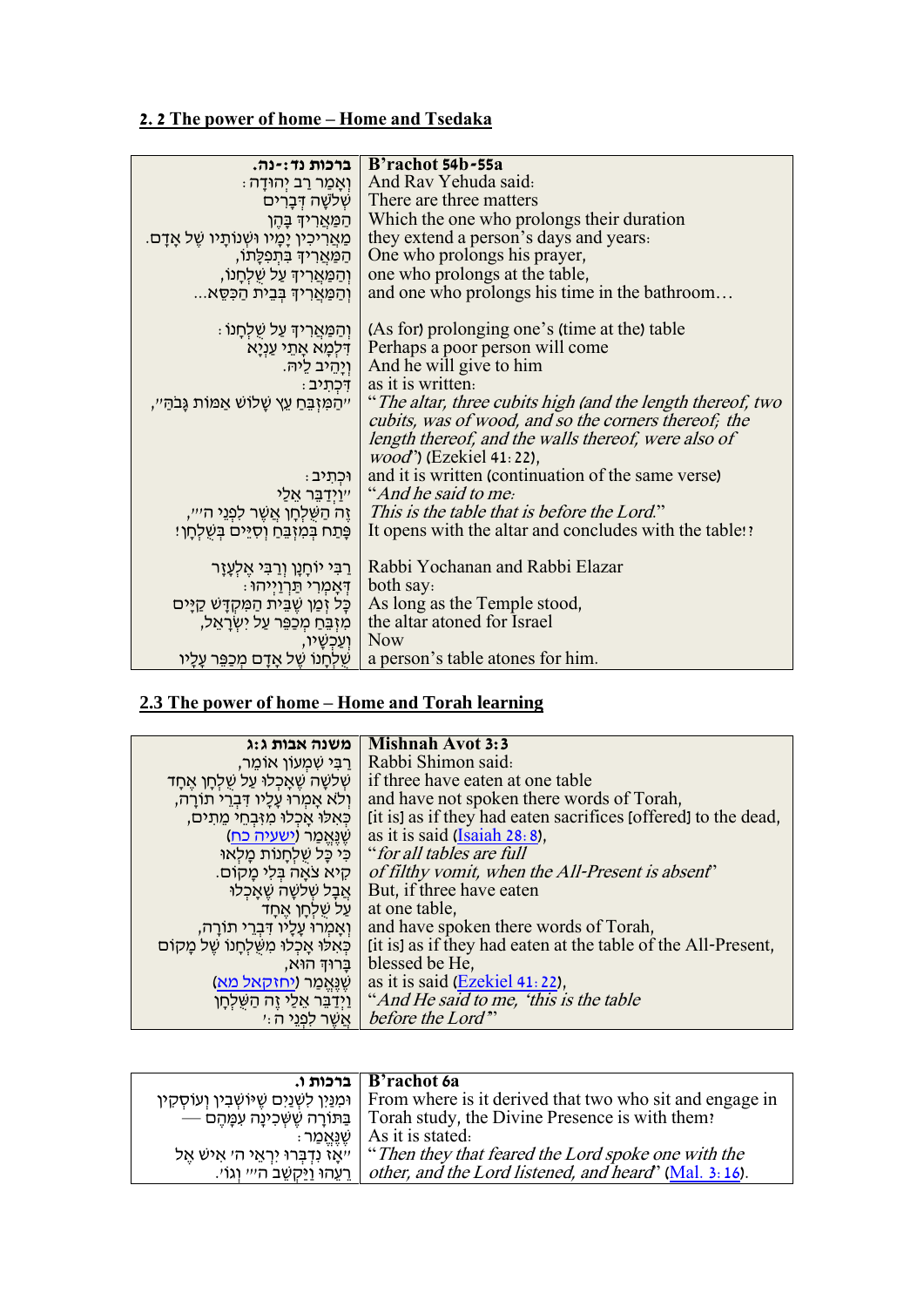## 2. 2 The power of home – Home and Tsedaka

| ברכות נד:-נה. | B'rachot 54b-55a |
|---|---|
| וְאָמַר רַב יְהוּדָה: | And Rav Yehuda said: |
| שְׁלֹשָׁה דְּבָרִים | There are three matters |
| הַמַּאֲרִיךְ בָּהֶן | Which the one who prolongs their duration |
| מַאֲרִיכִין יָמָיו וּשְׁנוֹתָיו שֶׁל אָדָם. | they extend a person's days and years: |
| הַמַּאֲרִיךְ בִּתְפִלָּתוֹ, | One who prolongs his prayer, |
| וְהַמַּאֲרִיךְ עַל שֻׁלְחָנוֹ, | one who prolongs at the table, |
| וְהַמַּאֲרִיךְ בְּבֵית הַכִּסֵּא... | and one who prolongs his time in the bathroom… |
| וְהַמַּאֲרִיךְ עַל שֻׁלְחָנוֹ: | (As for) prolonging one's (time at the) table |
| דִּלְמָא אָתֵי עַנְיָא | Perhaps a poor person will come |
| וְיָהֵיב לֵיהּ. | And he will give to him |
| דִּכְתִיב: | as it is written: |
| "הַמִּזְבֵּחַ עֵץ שָׁלוֹשׁ אַמּוֹת גָּבֹהַּ", | "*The altar, three cubits high (and the length thereof, two cubits, was of wood, and so the corners thereof; the length thereof, and the walls thereof, were also of wood*") (Ezekiel 41:22), |
| וּכְתִיב: | and it is written (continuation of the same verse) |
| "וַיְדַבֵּר אֵלַי | "*And he said to me:* |
| זֶה הַשֻּׁלְחָן אֲשֶׁר לִפְנֵי ה'", | *This is the table that is before the Lord.*" |
| פָּתַח בְּמִזְבֵּחַ וְסַיֵּים בְּשֻׁלְחָן! | It opens with the altar and concludes with the table!? |
| רַבִּי יוֹחָנָן וְרַבִּי אֶלְעָזָר | Rabbi Yochanan and Rabbi Elazar |
| דְּאָמְרִי תַּרְוַויְיהוּ: | both say: |
| כָּל זְמַן שֶׁבֵּית הַמִּקְדָּשׁ קַיָּים | As long as the Temple stood, |
| מִזְבֵּחַ מְכַפֵּר עַל יִשְׂרָאֵל, | the altar atoned for Israel |
| וְעַכְשָׁיו, | Now |
| שֻׁלְחָנוֹ שֶׁל אָדָם מְכַפֵּר עָלָיו | a person's table atones for him. |

## 2.3 The power of home – Home and Torah learning

| משנה אבות ג:ג | Mishnah Avot 3:3 |
|---|---|
| רַבִּי שִׁמְעוֹן אוֹמֵר, | Rabbi Shimon said: |
| שְׁלשָׁה שֶׁאָכְלוּ עַל שֻׁלְחָן אֶחָד | if three have eaten at one table |
| וְלֹא אָמְרוּ עָלָיו דִּבְרֵי תוֹרָה, | and have not spoken there words of Torah, |
| כְּאִלּוּ אָכְלוּ מִזִּבְחֵי מֵתִים, | [it is] as if they had eaten sacrifices [offered] to the dead, |
| שֶׁנֶּאֱמַר (ישעיה כח) | as it is said (Isaiah 28:8), |
| כִּי כָּל שֻׁלְחָנוֹת מָלְאוּ | "*for all tables are full* |
| קִיא צֹאָה בְּלִי מָקוֹם. | *of filthy vomit, when the All-Present is absent*" |
| אֲבָל שְׁלשָׁה שֶׁאָכְלוּ | But, if three have eaten |
| עַל שֻׁלְחָן אֶחָד | at one table, |
| וְאָמְרוּ עָלָיו דִּבְרֵי תוֹרָה, | and have spoken there words of Torah, |
| כְּאִלּוּ אָכְלוּ מִשֻּׁלְחָנוֹ שֶׁל מָקוֹם | [it is] as if they had eaten at the table of the All-Present, |
| בָּרוּךְ הוּא, | blessed be He, |
| שֶׁנֶּאֱמַר (יחזקאל מא) | as it is said (Ezekiel 41:22), |
| וַיְדַבֵּר אֵלַי זֶה הַשֻּׁלְחָן | "*And He said to me, 'this is the table* |
| אֲשֶׁר לִפְנֵי ה': | *before the Lord*'" |

| ברכות ו. | B'rachot 6a |
|---|---|
| וּמִנַּיִן לִשְׁנַיִם שֶׁיּוֹשְׁבִין וְעוֹסְקִין בַּתּוֹרָה שֶׁשְּׁכִינָה עִמָּהֶם — | From where is it derived that two who sit and engage in Torah study, the Divine Presence is with them? |
| שֶׁנֶּאֱמַר: | As it is stated: |
| "אָז נִדְבְּרוּ יִרְאֵי ה' אִישׁ אֶל רֵעֵהוּ וַיַּקְשֵׁב ה'" וְגוֹ'. | "*Then they that feared the Lord spoke one with the other, and the Lord listened, and heard*" (Mal. 3:16). |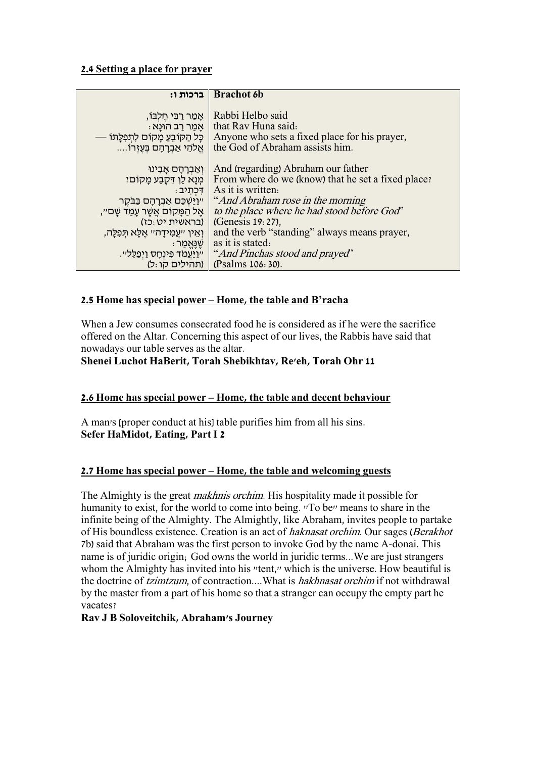**2.4 Setting a place for prayer**

| ברכות ו: | Brachot 6b |
|---|---|
| אָמַר רַבִּי חֶלְבּוֹ, אָמַר רַב הוּנָא: כָּל הַקּוֹבֵעַ מָקוֹם לִתְפִלָּתוֹ — אֱלֹהֵי אַבְרָהָם בְּעֶזְרוֹ.... | Rabbi Helbo said that Rav Huna said: Anyone who sets a fixed place for his prayer, the God of Abraham assists him. |
| וְאַבְרָהָם אָבִינוּ מְנָא לַן דְּקָבַע מָקוֹם? דִּכְתִיב: "וַיַּשְׁכֵּם אַבְרָהָם בַּבֹּקֶר אֶל הַמָּקוֹם אֲשֶׁר עָמַד שָׁם", (בראשית יט:כז) וְאֵין "עֲמִידָה" אֶלָּא תְּפִלָּה, שֶׁנֶּאֱמַר: "וַיַּעֲמֹד פִּינְחָס וַיְפַלֵּל". (תהילים קו:ל) | And (regarding) Abraham our father From where do we (know) that he set a fixed place? As it is written: "*And Abraham rose in the morning to the place where he had stood before God*" (Genesis 19:27), and the verb "standing" always means prayer, as it is stated: "*And Pinchas stood and prayed*" (Psalms 106:30). |

**2.5 Home has special power – Home, the table and B'racha**

When a Jew consumes consecrated food he is considered as if he were the sacrifice offered on the Altar. Concerning this aspect of our lives, the Rabbis have said that nowadays our table serves as the altar.
**Shenei Luchot HaBerit, Torah Shebikhtav, Re'eh, Torah Ohr 11**

**2.6 Home has special power – Home, the table and decent behaviour**

A man's [proper conduct at his] table purifies him from all his sins.
**Sefer HaMidot, Eating, Part I 2**

**2.7 Home has special power – Home, the table and welcoming guests**

The Almighty is the great *makhnis orchim*. His hospitality made it possible for humanity to exist, for the world to come into being. "To be" means to share in the infinite being of the Almighty. The Almightly, like Abraham, invites people to partake of His boundless existence. Creation is an act of *haknasat orchim*. Our sages (*Berakhot* 7b) said that Abraham was the first person to invoke God by the name A-donai. This name is of juridic origin; God owns the world in juridic terms...We are just strangers whom the Almighty has invited into his "tent," which is the universe. How beautiful is the doctrine of *tzimtzum*, of contraction....What is *hakhnasat orchim* if not withdrawal by the master from a part of his home so that a stranger can occupy the empty part he vacates?
**Rav J B Soloveitchik, Abraham's Journey**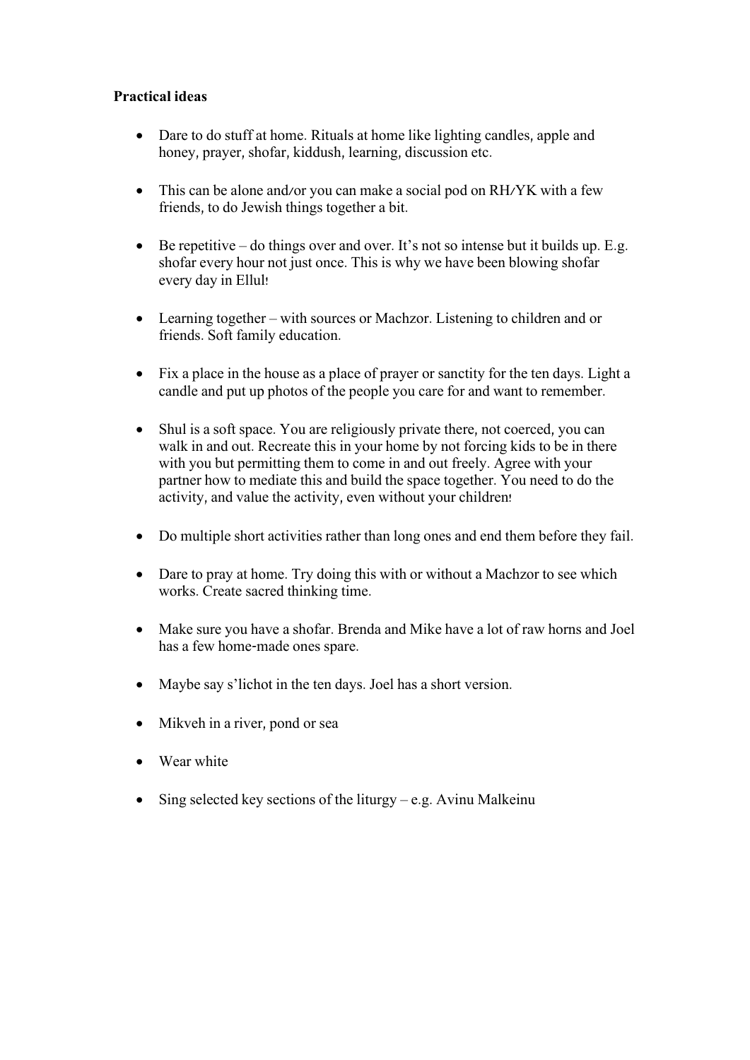**Practical ideas**

- Dare to do stuff at home. Rituals at home like lighting candles, apple and honey, prayer, shofar, kiddush, learning, discussion etc.

- This can be alone and/or you can make a social pod on RH/YK with a few friends, to do Jewish things together a bit.

- Be repetitive – do things over and over. It's not so intense but it builds up. E.g. shofar every hour not just once. This is why we have been blowing shofar every day in Ellul!

- Learning together – with sources or Machzor. Listening to children and or friends. Soft family education.

- Fix a place in the house as a place of prayer or sanctity for the ten days. Light a candle and put up photos of the people you care for and want to remember.

- Shul is a soft space. You are religiously private there, not coerced, you can walk in and out. Recreate this in your home by not forcing kids to be in there with you but permitting them to come in and out freely. Agree with your partner how to mediate this and build the space together. You need to do the activity, and value the activity, even without your children!

- Do multiple short activities rather than long ones and end them before they fail.

- Dare to pray at home. Try doing this with or without a Machzor to see which works. Create sacred thinking time.

- Make sure you have a shofar. Brenda and Mike have a lot of raw horns and Joel has a few home-made ones spare.

- Maybe say s'lichot in the ten days. Joel has a short version.

- Mikveh in a river, pond or sea

- Wear white

- Sing selected key sections of the liturgy – e.g. Avinu Malkeinu